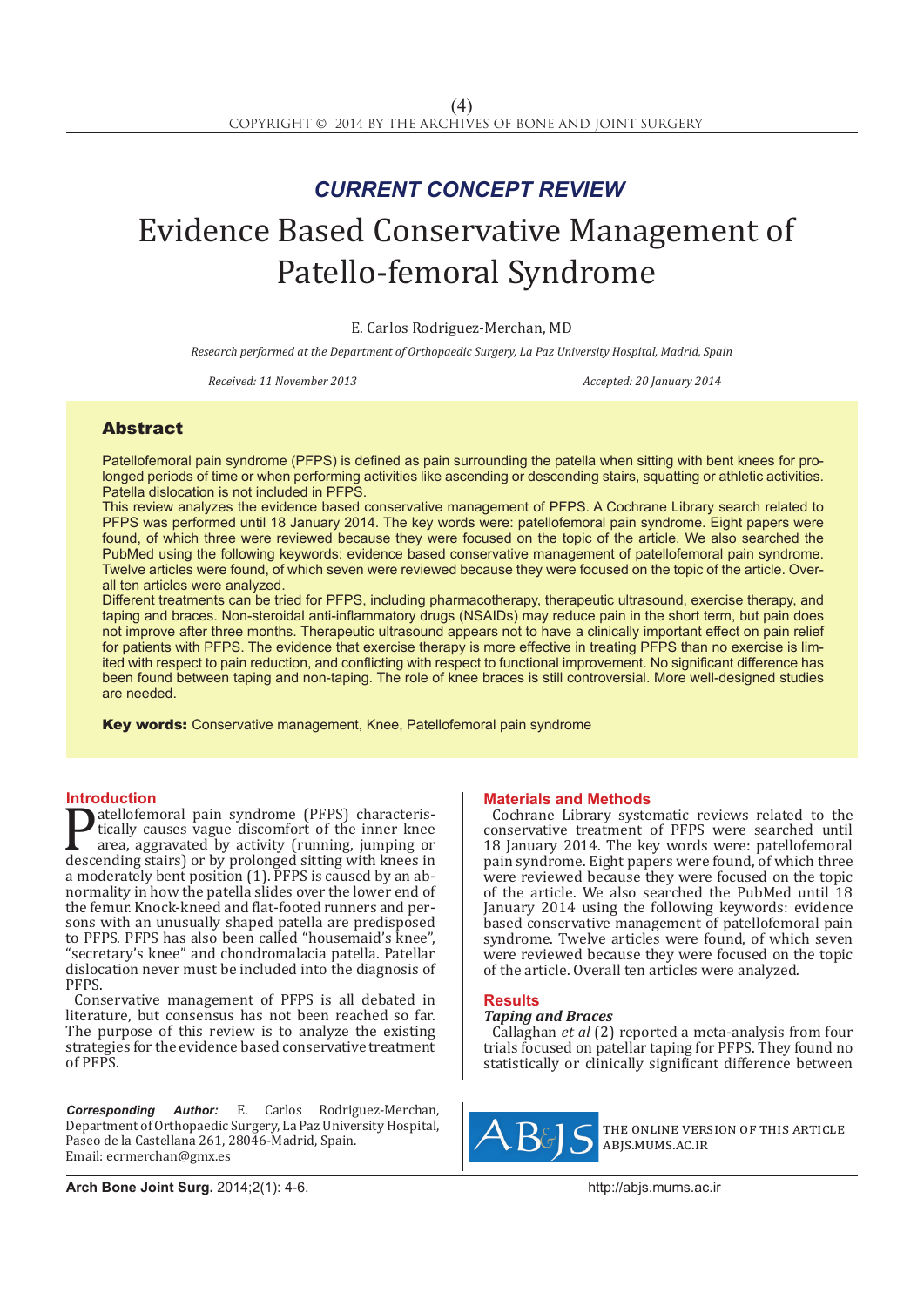*CURRENT CONCEPT REVIEW*

# Evidence Based Conservative Management of Patello-femoral Syndrome

E. Carlos Rodriguez-Merchan, MD

*Research performed at the Department of Orthopaedic Surgery, La Paz University Hospital, Madrid, Spain*

*Received: 11 November 2013* *Accepted: 20 January 2014*

## Abstract

Patellofemoral pain syndrome (PFPS) is defined as pain surrounding the patella when sitting with bent knees for prolonged periods of time or when performing activities like ascending or descending stairs, squatting or athletic activities. Patella dislocation is not included in PFPS.

This review analyzes the evidence based conservative management of PFPS. A Cochrane Library search related to PFPS was performed until 18 January 2014. The key words were: patellofemoral pain syndrome. Eight papers were found, of which three were reviewed because they were focused on the topic of the article. We also searched the PubMed using the following keywords: evidence based conservative management of patellofemoral pain syndrome. Twelve articles were found, of which seven were reviewed because they were focused on the topic of the article. Overall ten articles were analyzed.

Different treatments can be tried for PFPS, including pharmacotherapy, therapeutic ultrasound, exercise therapy, and taping and braces. Non-steroidal anti-inflammatory drugs (NSAIDs) may reduce pain in the short term, but pain does not improve after three months. Therapeutic ultrasound appears not to have a clinically important effect on pain relief for patients with PFPS. The evidence that exercise therapy is more effective in treating PFPS than no exercise is limited with respect to pain reduction, and conflicting with respect to functional improvement. No significant difference has been found between taping and non-taping. The role of knee braces is still controversial. More well-designed studies are needed.

**Key words:** Conservative management, Knee, Patellofemoral pain syndrome

## Introduction

Patellofemoral pain syndrome (PFPS) characteristically causes vague discomfort of the inner knee area, aggravated by activity (running, jumping or descending stairs) or by prolonged sitting with knees in a moderately bent position (1). PFPS is caused by an abnormality in how the patella slides over the lower end of the femur. Knock-kneed and flat-footed runners and persons with an unusually shaped patella are predisposed to PFPS. PFPS has also been called "housemaid's knee", "secretary's knee" and chondromalacia patella. Patellar dislocation never must be included into the diagnosis of PFPS.

Conservative management of PFPS is all debated in literature, but consensus has not been reached so far. The purpose of this review is to analyze the existing strategies for the evidence based conservative treatment of PFPS.

## Materials and Methods

Cochrane Library systematic reviews related to the conservative treatment of PFPS were searched until 18 January 2014. The key words were: patellofemoral pain syndrome. Eight papers were found, of which three were reviewed because they were focused on the topic of the article. We also searched the PubMed until 18 January 2014 using the following keywords: evidence based conservative management of patellofemoral pain syndrome. Twelve articles were found, of which seven were reviewed because they were focused on the topic of the article. Overall ten articles were analyzed.

## Results

### *Taping and Braces*

Callaghan *et al* (2) reported a meta-analysis from four trials focused on patellar taping for PFPS. They found no statistically or clinically significant difference between

***Corresponding Author:*** E. Carlos Rodriguez-Merchan, Department of Orthopaedic Surgery, La Paz University Hospital, Paseo de la Castellana 261, 28046-Madrid, Spain.
Email: ecrmerchan@gmx.es

THE ONLINE VERSION OF THIS ARTICLE ABJS.MUMS.AC.IR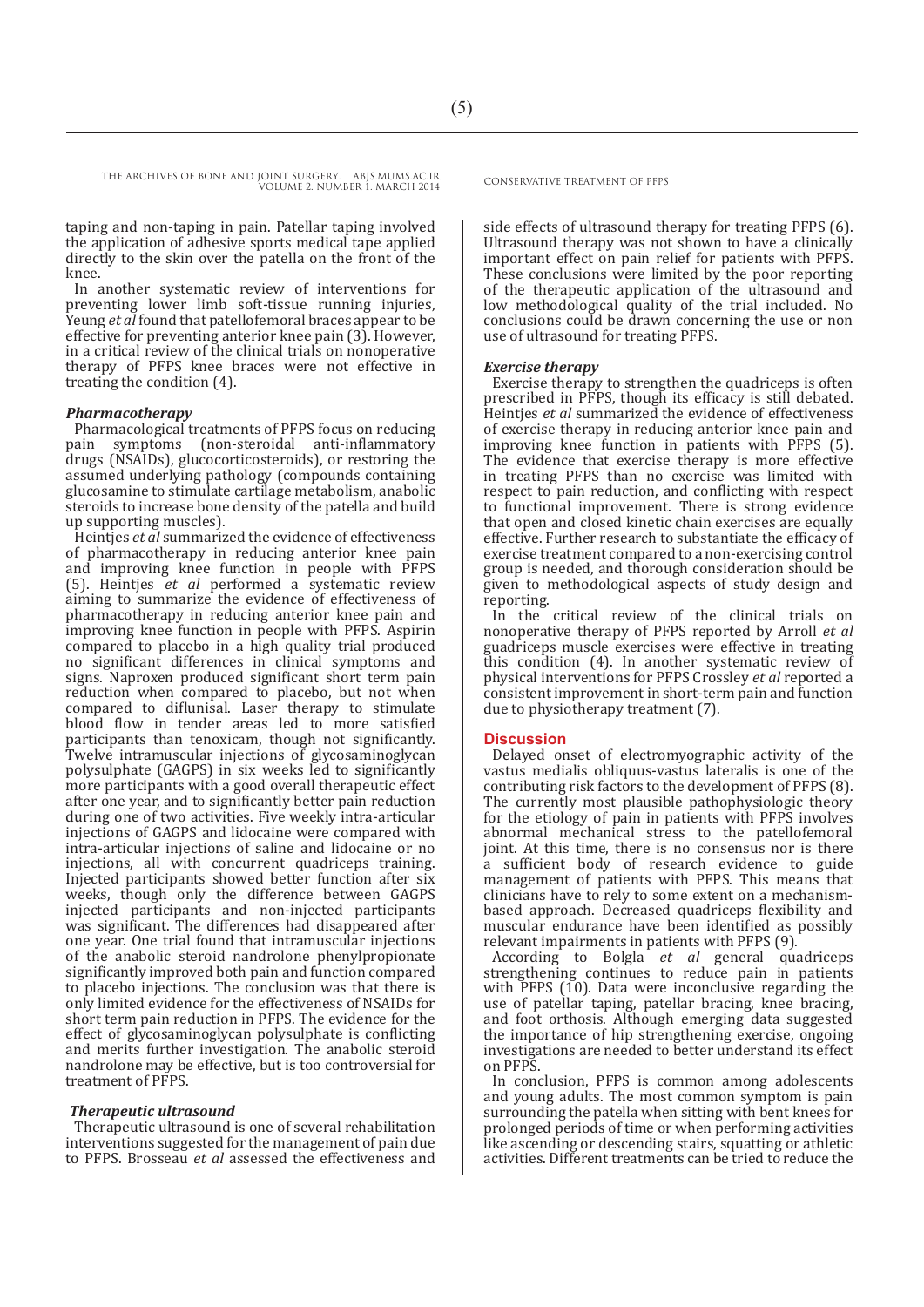taping and non-taping in pain. Patellar taping involved the application of adhesive sports medical tape applied directly to the skin over the patella on the front of the knee.

In another systematic review of interventions for preventing lower limb soft-tissue running injuries, Yeung *et al* found that patellofemoral braces appear to be effective for preventing anterior knee pain (3). However, in a critical review of the clinical trials on nonoperative therapy of PFPS knee braces were not effective in treating the condition (4).

### *Pharmacotherapy*

Pharmacological treatments of PFPS focus on reducing pain symptoms (non-steroidal anti-inflammatory drugs (NSAIDs), glucocorticosteroids), or restoring the assumed underlying pathology (compounds containing glucosamine to stimulate cartilage metabolism, anabolic steroids to increase bone density of the patella and build up supporting muscles).

Heintjes *et al* summarized the evidence of effectiveness of pharmacotherapy in reducing anterior knee pain and improving knee function in people with PFPS (5). Heintjes *et al* performed a systematic review aiming to summarize the evidence of effectiveness of pharmacotherapy in reducing anterior knee pain and improving knee function in people with PFPS. Aspirin compared to placebo in a high quality trial produced no significant differences in clinical symptoms and signs. Naproxen produced significant short term pain reduction when compared to placebo, but not when compared to diflunisal. Laser therapy to stimulate blood flow in tender areas led to more satisfied participants than tenoxicam, though not significantly. Twelve intramuscular injections of glycosaminoglycan polysulphate (GAGPS) in six weeks led to significantly more participants with a good overall therapeutic effect after one year, and to significantly better pain reduction during one of two activities. Five weekly intra-articular injections of GAGPS and lidocaine were compared with intra-articular injections of saline and lidocaine or no injections, all with concurrent quadriceps training. Injected participants showed better function after six weeks, though only the difference between GAGPS injected participants and non-injected participants was significant. The differences had disappeared after one year. One trial found that intramuscular injections of the anabolic steroid nandrolone phenylpropionate significantly improved both pain and function compared to placebo injections. The conclusion was that there is only limited evidence for the effectiveness of NSAIDs for short term pain reduction in PFPS. The evidence for the effect of glycosaminoglycan polysulphate is conflicting and merits further investigation. The anabolic steroid nandrolone may be effective, but is too controversial for treatment of PFPS.

### *Therapeutic ultrasound*

Therapeutic ultrasound is one of several rehabilitation interventions suggested for the management of pain due to PFPS. Brosseau *et al* assessed the effectiveness and side effects of ultrasound therapy for treating PFPS (6). Ultrasound therapy was not shown to have a clinically important effect on pain relief for patients with PFPS. These conclusions were limited by the poor reporting of the therapeutic application of the ultrasound and low methodological quality of the trial included. No conclusions could be drawn concerning the use or non use of ultrasound for treating PFPS.

### *Exercise therapy*

Exercise therapy to strengthen the quadriceps is often prescribed in PFPS, though its efficacy is still debated. Heintjes *et al* summarized the evidence of effectiveness of exercise therapy in reducing anterior knee pain and improving knee function in patients with PFPS (5). The evidence that exercise therapy is more effective in treating PFPS than no exercise was limited with respect to pain reduction, and conflicting with respect to functional improvement. There is strong evidence that open and closed kinetic chain exercises are equally effective. Further research to substantiate the efficacy of exercise treatment compared to a non-exercising control group is needed, and thorough consideration should be given to methodological aspects of study design and reporting.

In the critical review of the clinical trials on nonoperative therapy of PFPS reported by Arroll *et al* quadriceps muscle exercises were effective in treating this condition (4). In another systematic review of physical interventions for PFPS Crossley *et al* reported a consistent improvement in short-term pain and function due to physiotherapy treatment (7).

## Discussion

Delayed onset of electromyographic activity of the vastus medialis obliquus-vastus lateralis is one of the contributing risk factors to the development of PFPS (8). The currently most plausible pathophysiologic theory for the etiology of pain in patients with PFPS involves abnormal mechanical stress to the patellofemoral joint. At this time, there is no consensus nor is there a sufficient body of research evidence to guide management of patients with PFPS. This means that clinicians have to rely to some extent on a mechanism-based approach. Decreased quadriceps flexibility and muscular endurance have been identified as possibly relevant impairments in patients with PFPS (9).

According to Bolgla *et al* general quadriceps strengthening continues to reduce pain in patients with PFPS (10). Data were inconclusive regarding the use of patellar taping, patellar bracing, knee bracing, and foot orthosis. Although emerging data suggested the importance of hip strengthening exercise, ongoing investigations are needed to better understand its effect on PFPS.

In conclusion, PFPS is common among adolescents and young adults. The most common symptom is pain surrounding the patella when sitting with bent knees for prolonged periods of time or when performing activities like ascending or descending stairs, squatting or athletic activities. Different treatments can be tried to reduce the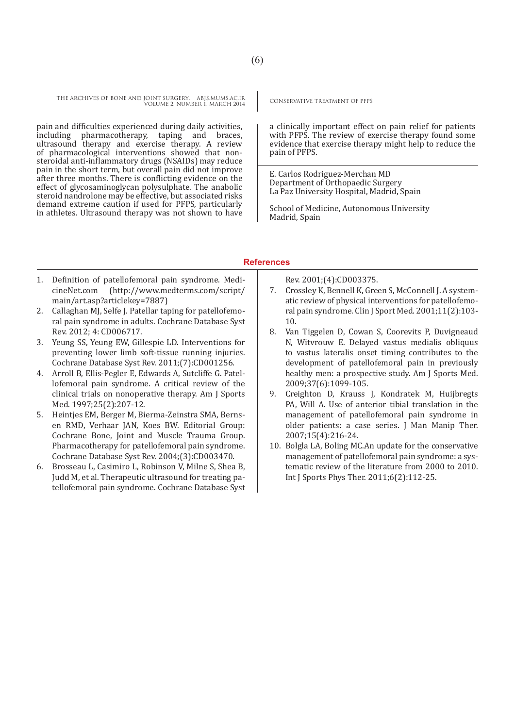pain and difficulties experienced during daily activities, including pharmacotherapy, taping and braces, ultrasound therapy and exercise therapy. A review of pharmacological interventions showed that non-steroidal anti-inflammatory drugs (NSAIDs) may reduce pain in the short term, but overall pain did not improve after three months. There is conflicting evidence on the effect of glycosaminoglycan polysulphate. The anabolic steroid nandrolone may be effective, but associated risks demand extreme caution if used for PFPS, particularly in athletes. Ultrasound therapy was not shown to have a clinically important effect on pain relief for patients with PFPS. The review of exercise therapy found some evidence that exercise therapy might help to reduce the pain of PFPS.

E. Carlos Rodriguez-Merchan MD
Department of Orthopaedic Surgery
La Paz University Hospital, Madrid, Spain

School of Medicine, Autonomous University
Madrid, Spain

## References

1. Definition of patellofemoral pain syndrome. MedicineNet.com (http://www.medterms.com/script/main/art.asp?articlekey=7887)
2. Callaghan MJ, Selfe J. Patellar taping for patellofemoral pain syndrome in adults. Cochrane Database Syst Rev. 2012; 4: CD006717.
3. Yeung SS, Yeung EW, Gillespie LD. Interventions for preventing lower limb soft-tissue running injuries. Cochrane Database Syst Rev. 2011;(7):CD001256.
4. Arroll B, Ellis-Pegler E, Edwards A, Sutcliffe G. Patellofemoral pain syndrome. A critical review of the clinical trials on nonoperative therapy. Am J Sports Med. 1997;25(2):207-12.
5. Heintjes EM, Berger M, Bierma-Zeinstra SMA, Bernsen RMD, Verhaar JAN, Koes BW. Editorial Group: Cochrane Bone, Joint and Muscle Trauma Group. Pharmacotherapy for patellofemoral pain syndrome. Cochrane Database Syst Rev. 2004;(3):CD003470.
6. Brosseau L, Casimiro L, Robinson V, Milne S, Shea B, Judd M, et al. Therapeutic ultrasound for treating patellofemoral pain syndrome. Cochrane Database Syst Rev. 2001;(4):CD003375.
7. Crossley K, Bennell K, Green S, McConnell J. A systematic review of physical interventions for patellofemoral pain syndrome. Clin J Sport Med. 2001;11(2):103-10.
8. Van Tiggelen D, Cowan S, Coorevits P, Duvigneaud N, Witvrouw E. Delayed vastus medialis obliquus to vastus lateralis onset timing contributes to the development of patellofemoral pain in previously healthy men: a prospective study. Am J Sports Med. 2009;37(6):1099-105.
9. Creighton D, Krauss J, Kondratek M, Huijbregts PA, Will A. Use of anterior tibial translation in the management of patellofemoral pain syndrome in older patients: a case series. J Man Manip Ther. 2007;15(4):216-24.
10. Bolgla LA, Boling MC.An update for the conservative management of patellofemoral pain syndrome: a systematic review of the literature from 2000 to 2010. Int J Sports Phys Ther. 2011;6(2):112-25.